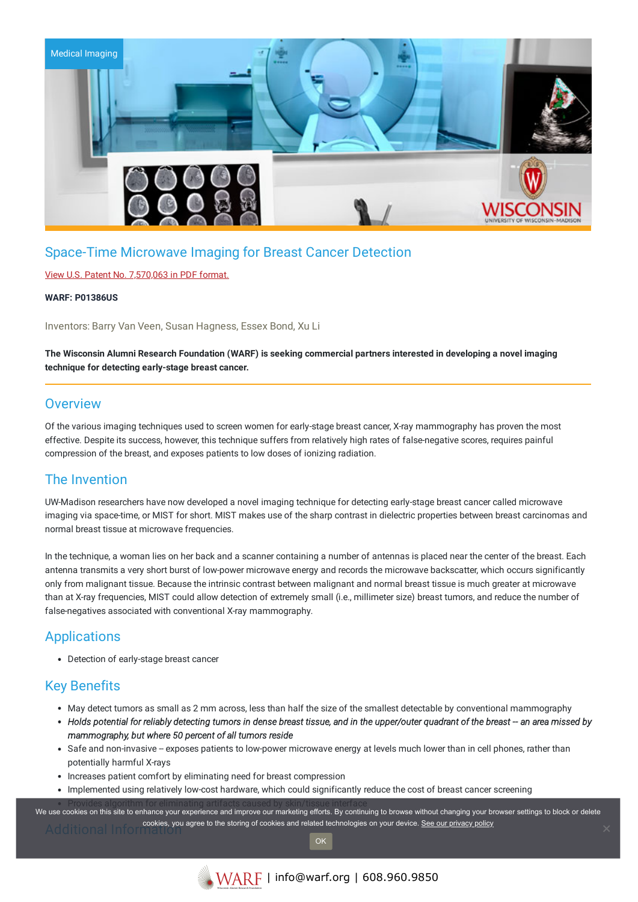Medical Imaging

# Space-Time Microwave Imaging for Breast Cancer Detection

View U.S. Patent No. 7,570,063 in PDF format.

**WARF: P01386US**

Inventors: Barry Van Veen, Susan Hagness, Essex Bond, Xu Li

**The Wisconsin Alumni Research Foundation (WARF) is seeking commercial partners interested in developing a novel imaging technique for detecting early-stage breast cancer.**

## Overview

Of the various imaging techniques used to screen women for early-stage breast cancer, X-ray mammography has proven the most effective. Despite its success, however, this technique suffers from relatively high rates of false-negative scores, requires painful compression of the breast, and exposes patients to low doses of ionizing radiation.

## The Invention

UW-Madison researchers have now developed a novel imaging technique for detecting early-stage breast cancer called microwave imaging via space-time, or MIST for short. MIST makes use of the sharp contrast in dielectric properties between breast carcinomas and normal breast tissue at microwave frequencies.

In the technique, a woman lies on her back and a scanner containing a number of antennas is placed near the center of the breast. Each antenna transmits a very short burst of low-power microwave energy and records the microwave backscatter, which occurs significantly only from malignant tissue. Because the intrinsic contrast between malignant and normal breast tissue is much greater at microwave than at X-ray frequencies, MIST could allow detection of extremely small (i.e., millimeter size) breast tumors, and reduce the number of false-negatives associated with conventional X-ray mammography.

## Applications

- Detection of early-stage breast cancer

## Key Benefits

- May detect tumors as small as 2 mm across, less than half the size of the smallest detectable by conventional mammography
- *Holds potential for reliably detecting tumors in dense breast tissue, and in the upper/outer quadrant of the breast -- an area missed by mammography, but where 50 percent of all tumors reside*
- Safe and non-invasive -- exposes patients to low-power microwave energy at levels much lower than in cell phones, rather than potentially harmful X-rays
- Increases patient comfort by eliminating need for breast compression
- Implemented using relatively low-cost hardware, which could significantly reduce the cost of breast cancer screening
- Provides algorithm for eliminating artifacts caused by skin/tissue interface

## Additional Information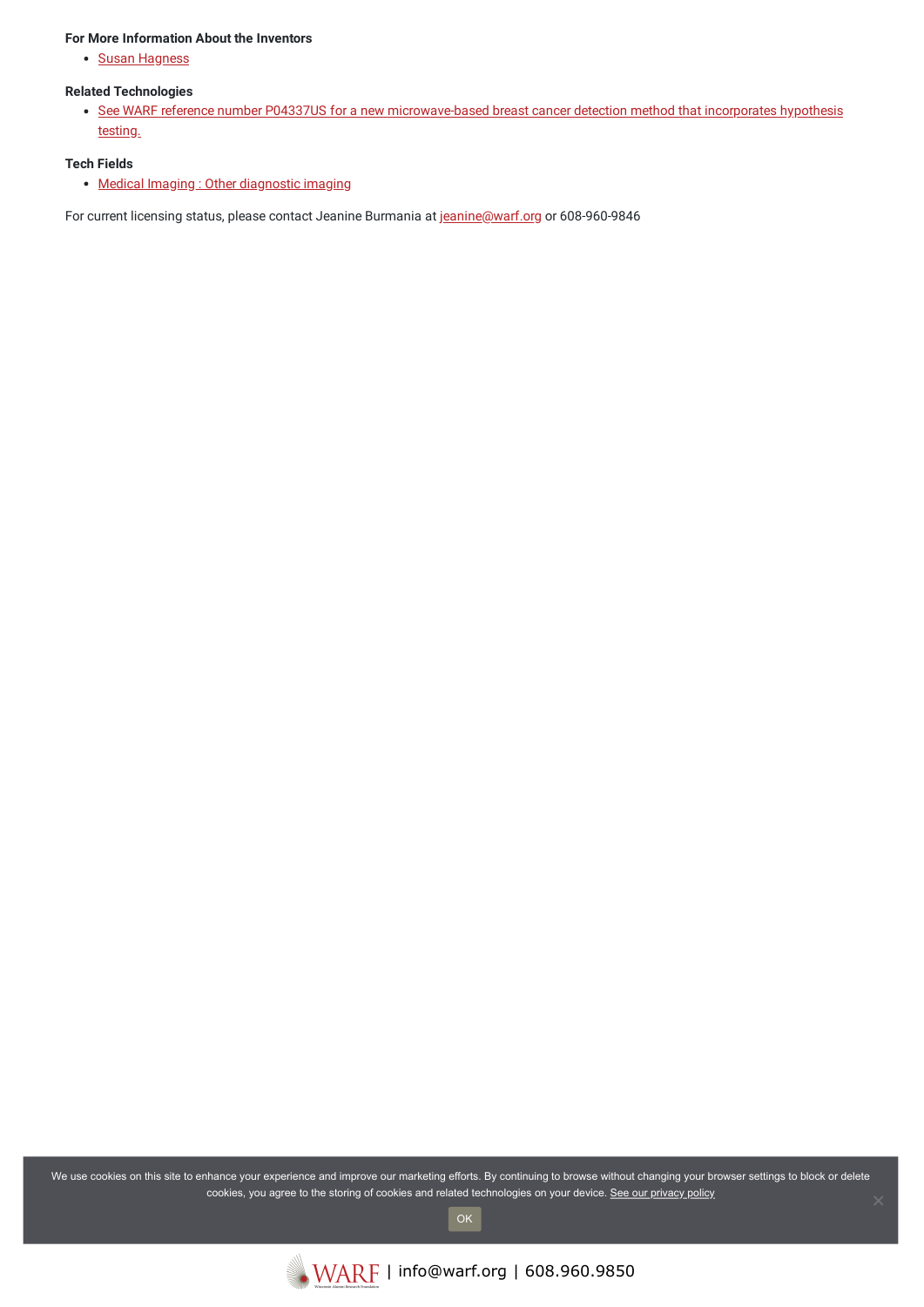**For More Information About the Inventors**

- Susan Hagness

**Related Technologies**

- See WARF reference number P04337US for a new microwave-based breast cancer detection method that incorporates hypothesis testing.

**Tech Fields**

- Medical Imaging : Other diagnostic imaging

For current licensing status, please contact Jeanine Burmania at jeanine@warf.org or 608-960-9846

We use cookies on this site to enhance your experience and improve our marketing efforts. By continuing to browse without changing your browser settings to block or delete cookies, you agree to the storing of cookies and related technologies on your device. See our privacy policy

OK

WARF | info@warf.org | 608.960.9850